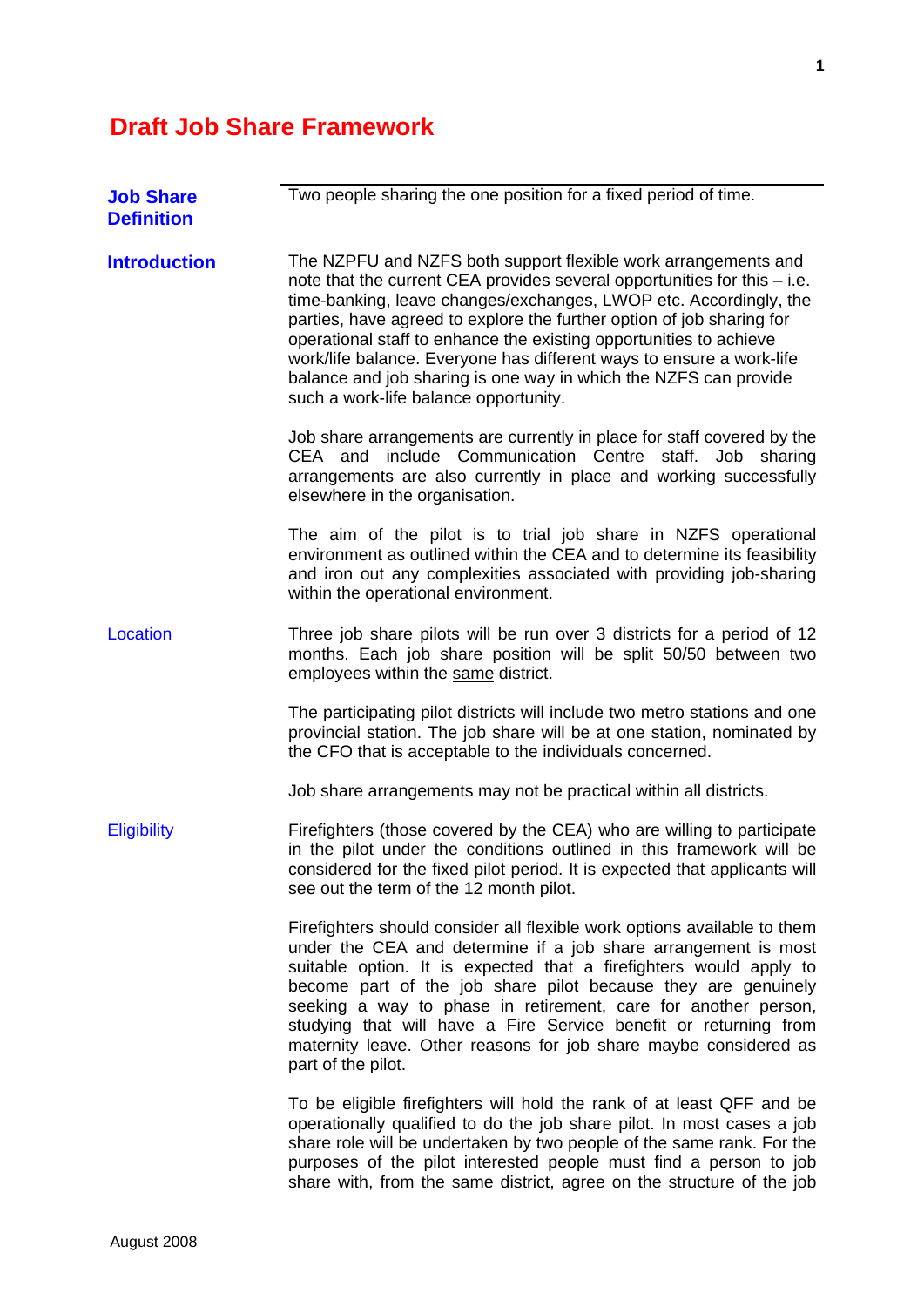# Draft Job Share Framework

## Job Share Definition

Two people sharing the one position for a fixed period of time.

## Introduction

The NZPFU and NZFS both support flexible work arrangements and note that the current CEA provides several opportunities for this – i.e. time-banking, leave changes/exchanges, LWOP etc. Accordingly, the parties, have agreed to explore the further option of job sharing for operational staff to enhance the existing opportunities to achieve work/life balance. Everyone has different ways to ensure a work-life balance and job sharing is one way in which the NZFS can provide such a work-life balance opportunity.

Job share arrangements are currently in place for staff covered by the CEA and include Communication Centre staff. Job sharing arrangements are also currently in place and working successfully elsewhere in the organisation.

The aim of the pilot is to trial job share in NZFS operational environment as outlined within the CEA and to determine its feasibility and iron out any complexities associated with providing job-sharing within the operational environment.

### Location

Three job share pilots will be run over 3 districts for a period of 12 months. Each job share position will be split 50/50 between two employees within the same district.

The participating pilot districts will include two metro stations and one provincial station. The job share will be at one station, nominated by the CFO that is acceptable to the individuals concerned.

Job share arrangements may not be practical within all districts.

### Eligibility

Firefighters (those covered by the CEA) who are willing to participate in the pilot under the conditions outlined in this framework will be considered for the fixed pilot period. It is expected that applicants will see out the term of the 12 month pilot.

Firefighters should consider all flexible work options available to them under the CEA and determine if a job share arrangement is most suitable option. It is expected that a firefighters would apply to become part of the job share pilot because they are genuinely seeking a way to phase in retirement, care for another person, studying that will have a Fire Service benefit or returning from maternity leave. Other reasons for job share maybe considered as part of the pilot.

To be eligible firefighters will hold the rank of at least QFF and be operationally qualified to do the job share pilot. In most cases a job share role will be undertaken by two people of the same rank. For the purposes of the pilot interested people must find a person to job share with, from the same district, agree on the structure of the job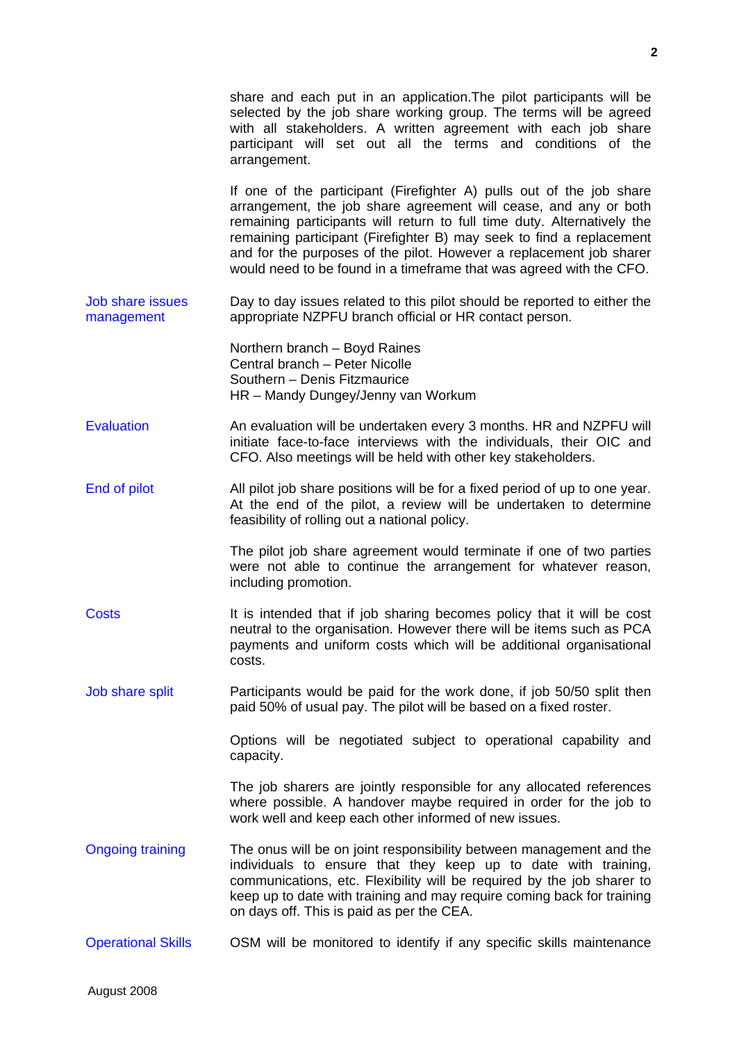share and each put in an application.The pilot participants will be selected by the job share working group. The terms will be agreed with all stakeholders. A written agreement with each job share participant will set out all the terms and conditions of the arrangement.

If one of the participant (Firefighter A) pulls out of the job share arrangement, the job share agreement will cease, and any or both remaining participants will return to full time duty. Alternatively the remaining participant (Firefighter B) may seek to find a replacement and for the purposes of the pilot. However a replacement job sharer would need to be found in a timeframe that was agreed with the CFO.

**Job share issues management**

Day to day issues related to this pilot should be reported to either the appropriate NZPFU branch official or HR contact person.

Northern branch – Boyd Raines
Central branch – Peter Nicolle
Southern – Denis Fitzmaurice
HR – Mandy Dungey/Jenny van Workum

**Evaluation**

An evaluation will be undertaken every 3 months. HR and NZPFU will initiate face-to-face interviews with the individuals, their OIC and CFO. Also meetings will be held with other key stakeholders.

**End of pilot**

All pilot job share positions will be for a fixed period of up to one year. At the end of the pilot, a review will be undertaken to determine feasibility of rolling out a national policy.

The pilot job share agreement would terminate if one of two parties were not able to continue the arrangement for whatever reason, including promotion.

**Costs**

It is intended that if job sharing becomes policy that it will be cost neutral to the organisation. However there will be items such as PCA payments and uniform costs which will be additional organisational costs.

**Job share split**

Participants would be paid for the work done, if job 50/50 split then paid 50% of usual pay. The pilot will be based on a fixed roster.

Options will be negotiated subject to operational capability and capacity.

The job sharers are jointly responsible for any allocated references where possible. A handover maybe required in order for the job to work well and keep each other informed of new issues.

**Ongoing training**

The onus will be on joint responsibility between management and the individuals to ensure that they keep up to date with training, communications, etc. Flexibility will be required by the job sharer to keep up to date with training and may require coming back for training on days off. This is paid as per the CEA.

**Operational Skills**

OSM will be monitored to identify if any specific skills maintenance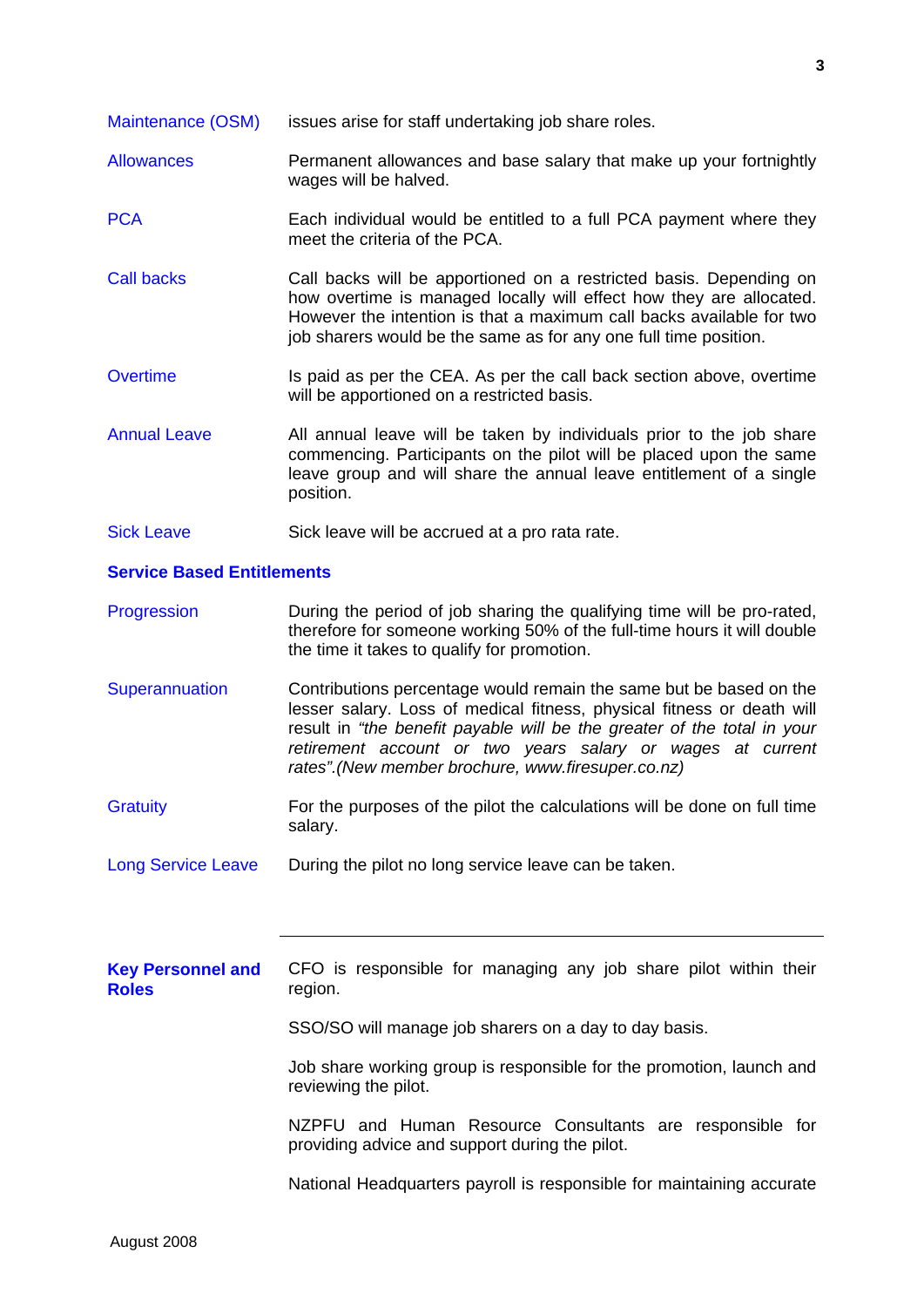| | |
|---|---|
| Maintenance (OSM) | issues arise for staff undertaking job share roles. |
| Allowances | Permanent allowances and base salary that make up your fortnightly wages will be halved. |
| PCA | Each individual would be entitled to a full PCA payment where they meet the criteria of the PCA. |
| Call backs | Call backs will be apportioned on a restricted basis. Depending on how overtime is managed locally will effect how they are allocated. However the intention is that a maximum call backs available for two job sharers would be the same as for any one full time position. |
| Overtime | Is paid as per the CEA. As per the call back section above, overtime will be apportioned on a restricted basis. |
| Annual Leave | All annual leave will be taken by individuals prior to the job share commencing. Participants on the pilot will be placed upon the same leave group and will share the annual leave entitlement of a single position. |
| Sick Leave | Sick leave will be accrued at a pro rata rate. |

**Service Based Entitlements**

| | |
|---|---|
| Progression | During the period of job sharing the qualifying time will be pro-rated, therefore for someone working 50% of the full-time hours it will double the time it takes to qualify for promotion. |
| Superannuation | Contributions percentage would remain the same but be based on the lesser salary. Loss of medical fitness, physical fitness or death will result in *"the benefit payable will be the greater of the total in your retirement account or two years salary or wages at current rates".(New member brochure, www.firesuper.co.nz)* |
| Gratuity | For the purposes of the pilot the calculations will be done on full time salary. |
| Long Service Leave | During the pilot no long service leave can be taken. |

---

**Key Personnel and Roles**

CFO is responsible for managing any job share pilot within their region.

SSO/SO will manage job sharers on a day to day basis.

Job share working group is responsible for the promotion, launch and reviewing the pilot.

NZPFU and Human Resource Consultants are responsible for providing advice and support during the pilot.

National Headquarters payroll is responsible for maintaining accurate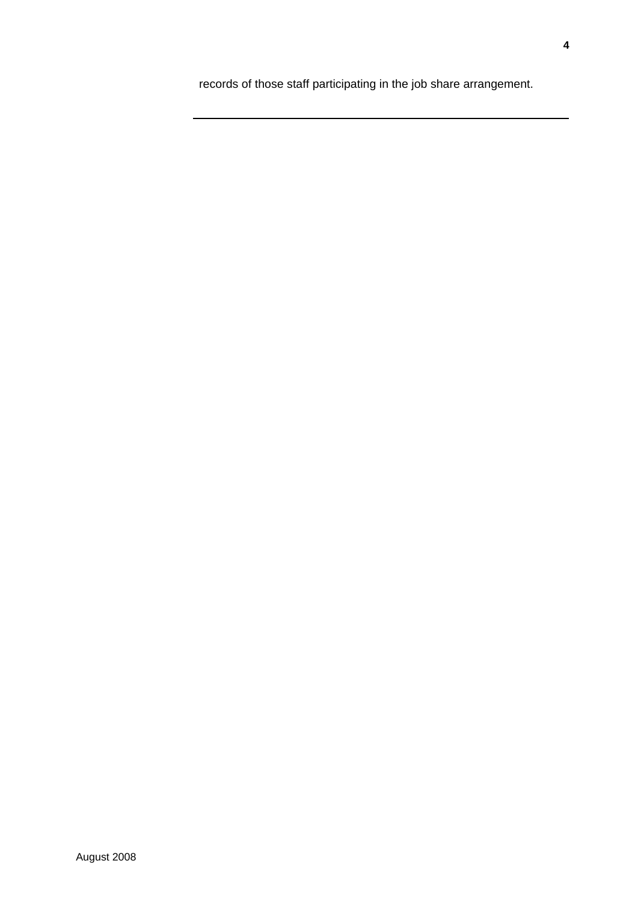records of those staff participating in the job share arrangement.

---